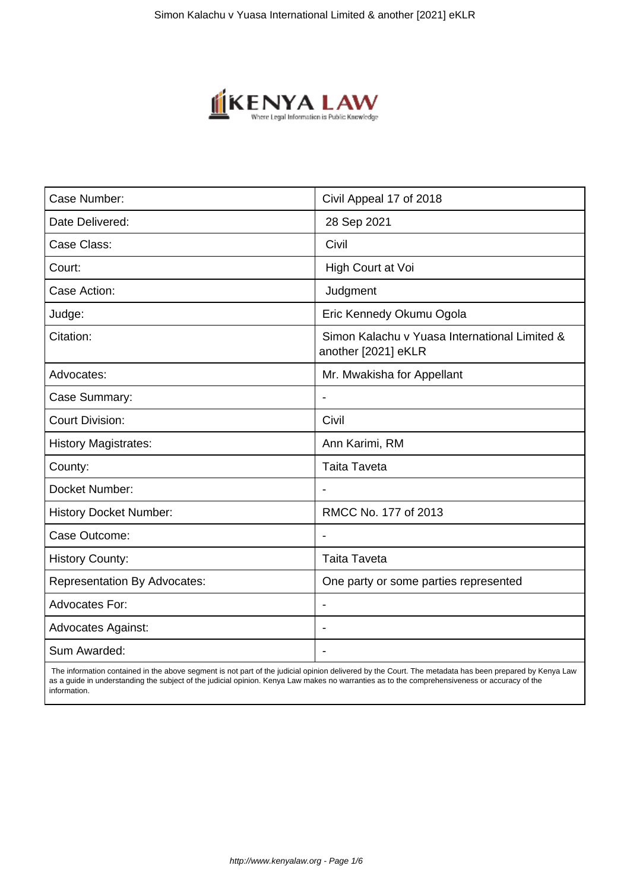| Case Number: | Civil Appeal 17 of 2018 |
| --- | --- |
| Date Delivered: | 28 Sep 2021 |
| Case Class: | Civil |
| Court: | High Court at Voi |
| Case Action: | Judgment |
| Judge: | Eric Kennedy Okumu Ogola |
| Citation: | Simon Kalachu v Yuasa International Limited & another [2021] eKLR |
| Advocates: | Mr. Mwakisha for Appellant |
| Case Summary: | - |
| Court Division: | Civil |
| History Magistrates: | Ann Karimi, RM |
| County: | Taita Taveta |
| Docket Number: | - |
| History Docket Number: | RMCC No. 177 of 2013 |
| Case Outcome: | - |
| History County: | Taita Taveta |
| Representation By Advocates: | One party or some parties represented |
| Advocates For: | - |
| Advocates Against: | - |
| Sum Awarded: | - |

The information contained in the above segment is not part of the judicial opinion delivered by the Court. The metadata has been prepared by Kenya Law as a guide in understanding the subject of the judicial opinion. Kenya Law makes no warranties as to the comprehensiveness or accuracy of the information.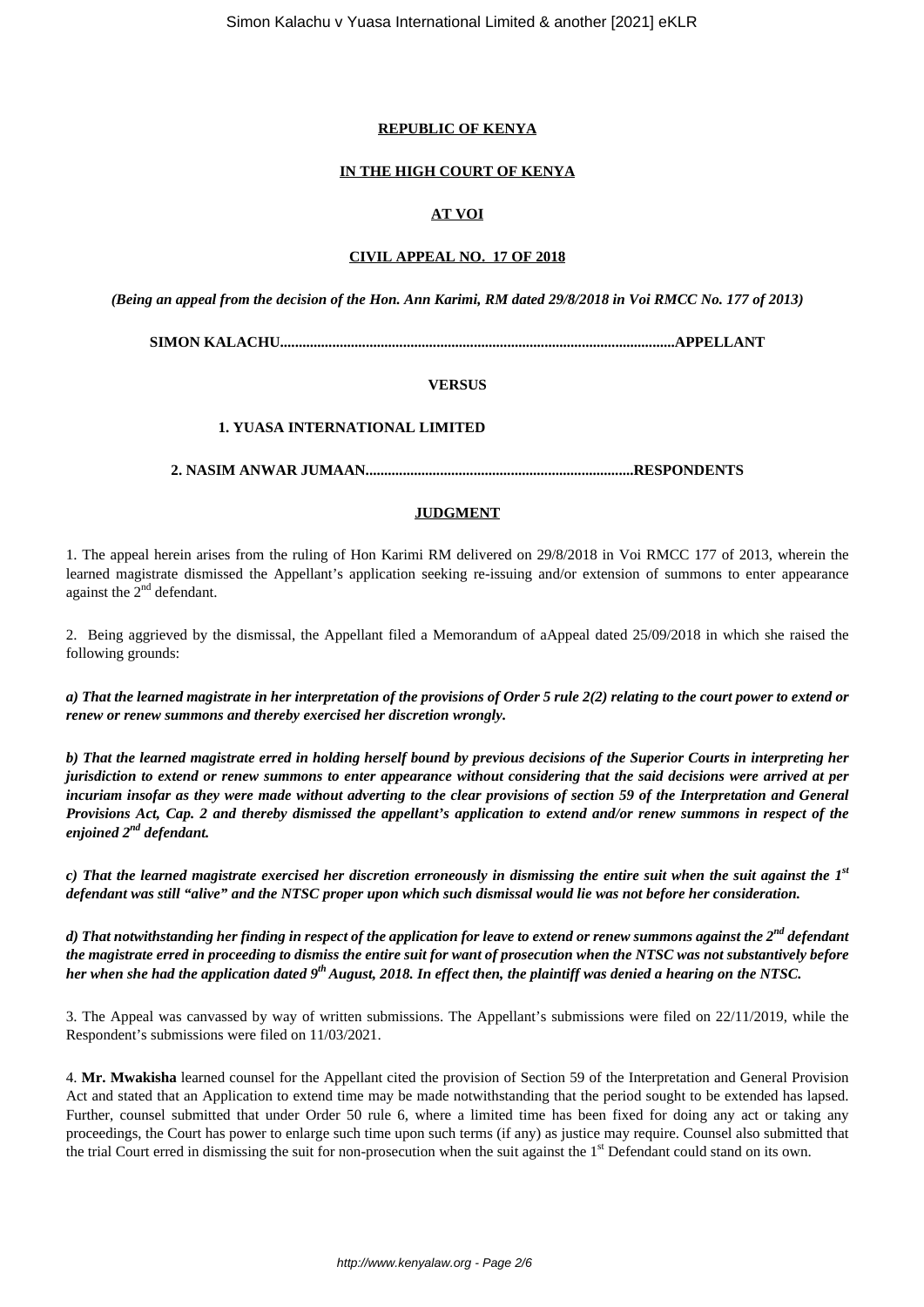**REPUBLIC OF KENYA**

**IN THE HIGH COURT OF KENYA**

**AT VOI**

**CIVIL APPEAL NO. 17 OF 2018**

***(Being an appeal from the decision of the Hon. Ann Karimi, RM dated 29/8/2018 in Voi RMCC No. 177 of 2013)***

**SIMON KALACHU..........................................................................................................APPELLANT**

**VERSUS**

**1. YUASA INTERNATIONAL LIMITED**

**2. NASIM ANWAR JUMAAN.......................................................................RESPONDENTS**

**JUDGMENT**

1. The appeal herein arises from the ruling of Hon Karimi RM delivered on 29/8/2018 in Voi RMCC 177 of 2013, wherein the learned magistrate dismissed the Appellant's application seeking re-issuing and/or extension of summons to enter appearance against the 2nd defendant.

2. Being aggrieved by the dismissal, the Appellant filed a Memorandum of aAppeal dated 25/09/2018 in which she raised the following grounds:

***a) That the learned magistrate in her interpretation of the provisions of Order 5 rule 2(2) relating to the court power to extend or renew or renew summons and thereby exercised her discretion wrongly.***

***b) That the learned magistrate erred in holding herself bound by previous decisions of the Superior Courts in interpreting her jurisdiction to extend or renew summons to enter appearance without considering that the said decisions were arrived at per incuriam insofar as they were made without adverting to the clear provisions of section 59 of the Interpretation and General Provisions Act, Cap. 2 and thereby dismissed the appellant's application to extend and/or renew summons in respect of the enjoined 2nd defendant.***

***c) That the learned magistrate exercised her discretion erroneously in dismissing the entire suit when the suit against the 1st defendant was still "alive" and the NTSC proper upon which such dismissal would lie was not before her consideration.***

***d) That notwithstanding her finding in respect of the application for leave to extend or renew summons against the 2nd defendant the magistrate erred in proceeding to dismiss the entire suit for want of prosecution when the NTSC was not substantively before her when she had the application dated 9th August, 2018. In effect then, the plaintiff was denied a hearing on the NTSC.***

3. The Appeal was canvassed by way of written submissions. The Appellant's submissions were filed on 22/11/2019, while the Respondent's submissions were filed on 11/03/2021.

4. **Mr. Mwakisha** learned counsel for the Appellant cited the provision of Section 59 of the Interpretation and General Provision Act and stated that an Application to extend time may be made notwithstanding that the period sought to be extended has lapsed. Further, counsel submitted that under Order 50 rule 6, where a limited time has been fixed for doing any act or taking any proceedings, the Court has power to enlarge such time upon such terms (if any) as justice may require. Counsel also submitted that the trial Court erred in dismissing the suit for non-prosecution when the suit against the 1st Defendant could stand on its own.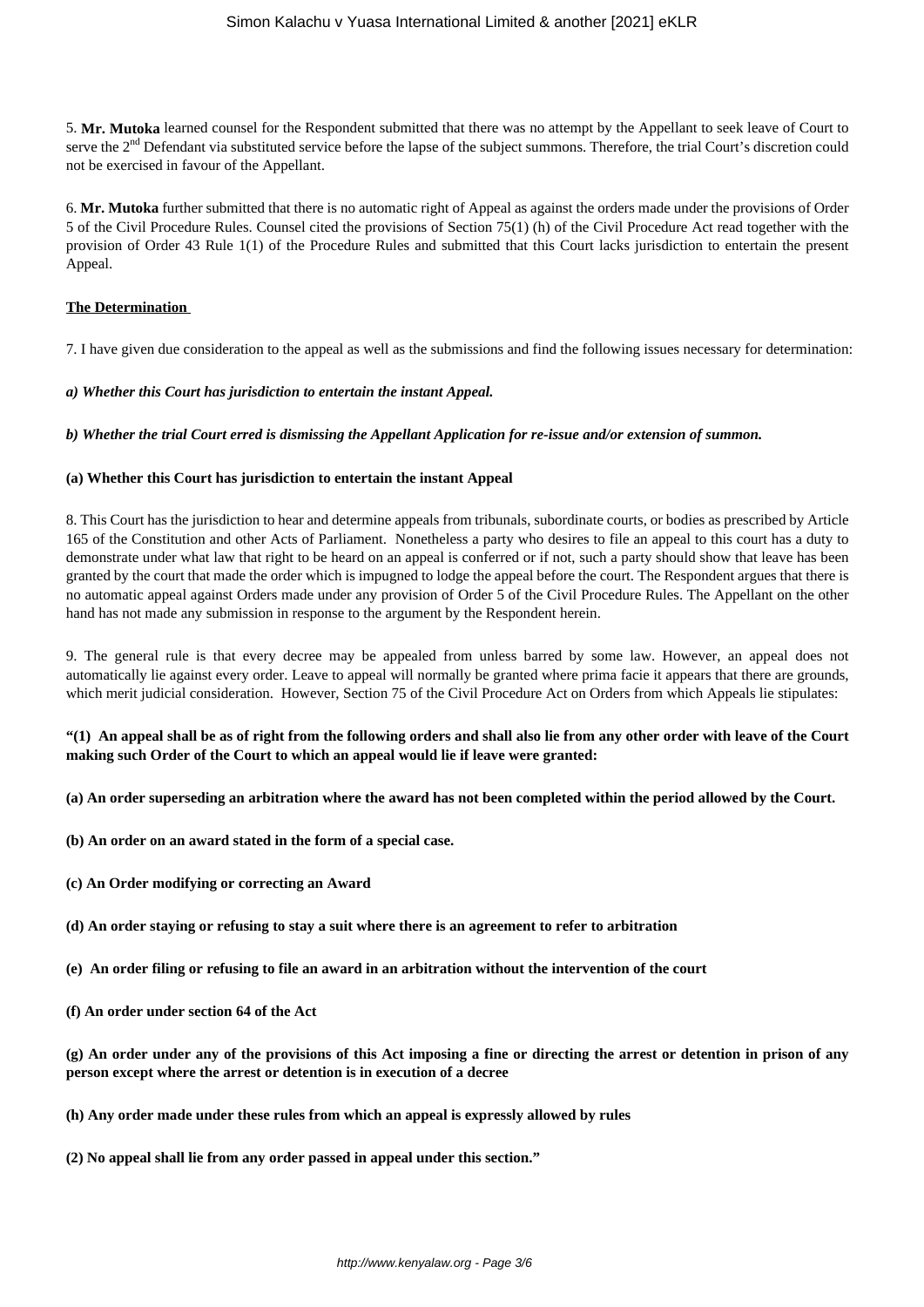5. **Mr. Mutoka** learned counsel for the Respondent submitted that there was no attempt by the Appellant to seek leave of Court to serve the 2nd Defendant via substituted service before the lapse of the subject summons. Therefore, the trial Court's discretion could not be exercised in favour of the Appellant.

6. **Mr. Mutoka** further submitted that there is no automatic right of Appeal as against the orders made under the provisions of Order 5 of the Civil Procedure Rules. Counsel cited the provisions of Section 75(1) (h) of the Civil Procedure Act read together with the provision of Order 43 Rule 1(1) of the Procedure Rules and submitted that this Court lacks jurisdiction to entertain the present Appeal.

**The Determination**

7. I have given due consideration to the appeal as well as the submissions and find the following issues necessary for determination:

***a) Whether this Court has jurisdiction to entertain the instant Appeal.***

***b) Whether the trial Court erred is dismissing the Appellant Application for re-issue and/or extension of summon.***

**(a) Whether this Court has jurisdiction to entertain the instant Appeal**

8. This Court has the jurisdiction to hear and determine appeals from tribunals, subordinate courts, or bodies as prescribed by Article 165 of the Constitution and other Acts of Parliament. Nonetheless a party who desires to file an appeal to this court has a duty to demonstrate under what law that right to be heard on an appeal is conferred or if not, such a party should show that leave has been granted by the court that made the order which is impugned to lodge the appeal before the court. The Respondent argues that there is no automatic appeal against Orders made under any provision of Order 5 of the Civil Procedure Rules. The Appellant on the other hand has not made any submission in response to the argument by the Respondent herein.

9. The general rule is that every decree may be appealed from unless barred by some law. However, an appeal does not automatically lie against every order. Leave to appeal will normally be granted where prima facie it appears that there are grounds, which merit judicial consideration. However, Section 75 of the Civil Procedure Act on Orders from which Appeals lie stipulates:

**"(1) An appeal shall be as of right from the following orders and shall also lie from any other order with leave of the Court making such Order of the Court to which an appeal would lie if leave were granted:**

**(a) An order superseding an arbitration where the award has not been completed within the period allowed by the Court.**

**(b) An order on an award stated in the form of a special case.**

**(c) An Order modifying or correcting an Award**

**(d) An order staying or refusing to stay a suit where there is an agreement to refer to arbitration**

**(e) An order filing or refusing to file an award in an arbitration without the intervention of the court**

**(f) An order under section 64 of the Act**

**(g) An order under any of the provisions of this Act imposing a fine or directing the arrest or detention in prison of any person except where the arrest or detention is in execution of a decree**

**(h) Any order made under these rules from which an appeal is expressly allowed by rules**

**(2) No appeal shall lie from any order passed in appeal under this section."**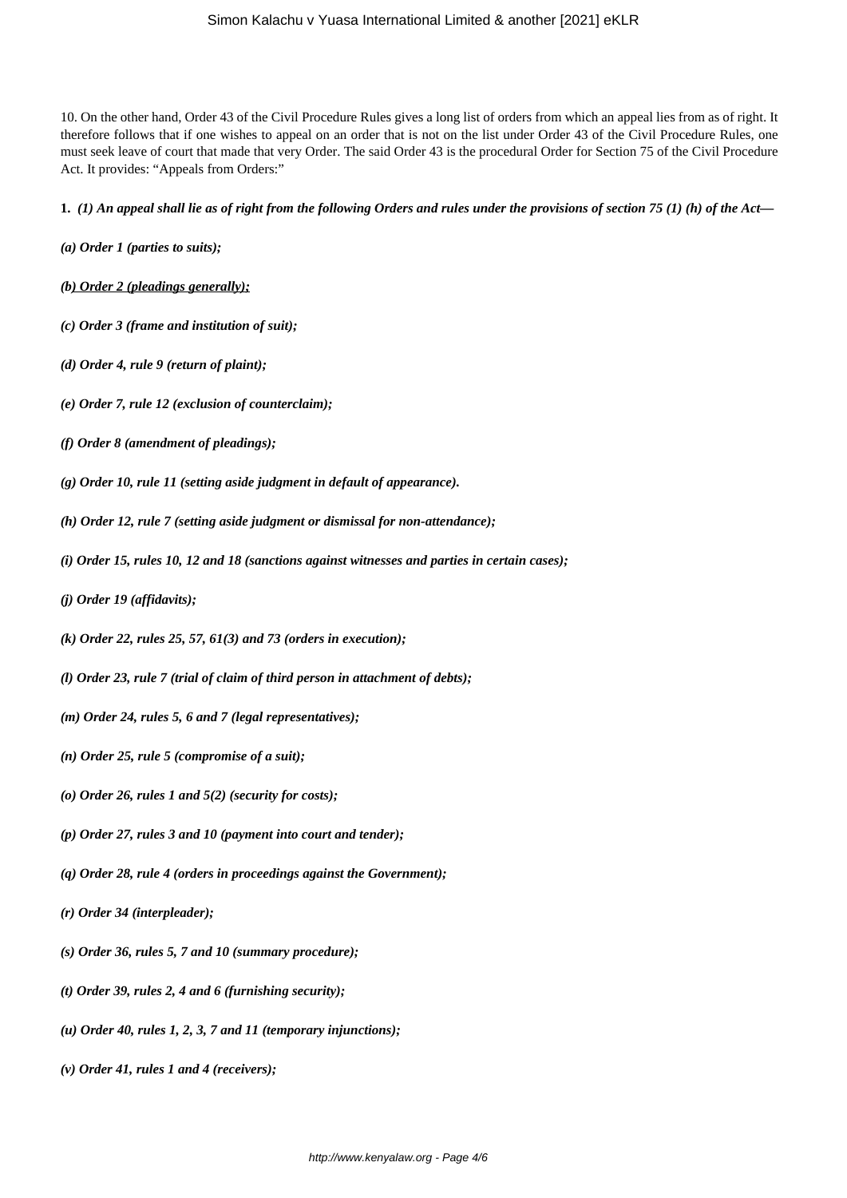10. On the other hand, Order 43 of the Civil Procedure Rules gives a long list of orders from which an appeal lies from as of right. It therefore follows that if one wishes to appeal on an order that is not on the list under Order 43 of the Civil Procedure Rules, one must seek leave of court that made that very Order. The said Order 43 is the procedural Order for Section 75 of the Civil Procedure Act. It provides: "Appeals from Orders:"

**1.** ***(1) An appeal shall lie as of right from the following Orders and rules under the provisions of section 75 (1) (h) of the Act—***

***(a) Order 1 (parties to suits);***

***(b) Order 2 (pleadings generally);***

***(c) Order 3 (frame and institution of suit);***

***(d) Order 4, rule 9 (return of plaint);***

***(e) Order 7, rule 12 (exclusion of counterclaim);***

***(f) Order 8 (amendment of pleadings);***

***(g) Order 10, rule 11 (setting aside judgment in default of appearance).***

***(h) Order 12, rule 7 (setting aside judgment or dismissal for non-attendance);***

***(i) Order 15, rules 10, 12 and 18 (sanctions against witnesses and parties in certain cases);***

***(j) Order 19 (affidavits);***

***(k) Order 22, rules 25, 57, 61(3) and 73 (orders in execution);***

***(l) Order 23, rule 7 (trial of claim of third person in attachment of debts);***

***(m) Order 24, rules 5, 6 and 7 (legal representatives);***

***(n) Order 25, rule 5 (compromise of a suit);***

***(o) Order 26, rules 1 and 5(2) (security for costs);***

***(p) Order 27, rules 3 and 10 (payment into court and tender);***

***(q) Order 28, rule 4 (orders in proceedings against the Government);***

***(r) Order 34 (interpleader);***

***(s) Order 36, rules 5, 7 and 10 (summary procedure);***

***(t) Order 39, rules 2, 4 and 6 (furnishing security);***

***(u) Order 40, rules 1, 2, 3, 7 and 11 (temporary injunctions);***

***(v) Order 41, rules 1 and 4 (receivers);***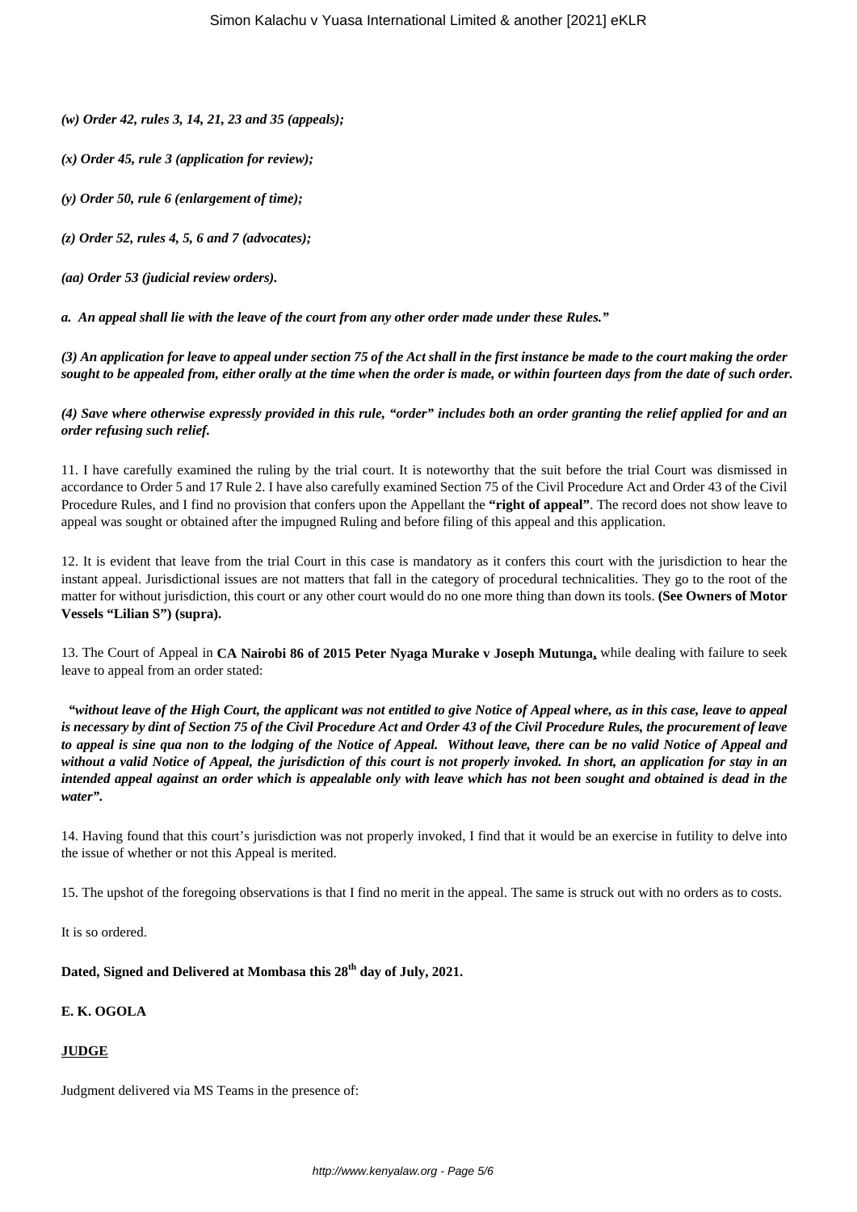***(w) Order 42, rules 3, 14, 21, 23 and 35 (appeals);***

***(x) Order 45, rule 3 (application for review);***

***(y) Order 50, rule 6 (enlargement of time);***

***(z) Order 52, rules 4, 5, 6 and 7 (advocates);***

***(aa) Order 53 (judicial review orders).***

***a. An appeal shall lie with the leave of the court from any other order made under these Rules."***

***(3) An application for leave to appeal under section 75 of the Act shall in the first instance be made to the court making the order sought to be appealed from, either orally at the time when the order is made, or within fourteen days from the date of such order.***

***(4) Save where otherwise expressly provided in this rule, "order" includes both an order granting the relief applied for and an order refusing such relief.***

11. I have carefully examined the ruling by the trial court. It is noteworthy that the suit before the trial Court was dismissed in accordance to Order 5 and 17 Rule 2. I have also carefully examined Section 75 of the Civil Procedure Act and Order 43 of the Civil Procedure Rules, and I find no provision that confers upon the Appellant the **"right of appeal"**. The record does not show leave to appeal was sought or obtained after the impugned Ruling and before filing of this appeal and this application.

12. It is evident that leave from the trial Court in this case is mandatory as it confers this court with the jurisdiction to hear the instant appeal. Jurisdictional issues are not matters that fall in the category of procedural technicalities. They go to the root of the matter for without jurisdiction, this court or any other court would do no one more thing than down its tools. **(See Owners of Motor Vessels "Lilian S") (supra).**

13. The Court of Appeal in **CA Nairobi 86 of 2015 Peter Nyaga Murake v Joseph Mutunga,** while dealing with failure to seek leave to appeal from an order stated:

***"without leave of the High Court, the applicant was not entitled to give Notice of Appeal where, as in this case, leave to appeal is necessary by dint of Section 75 of the Civil Procedure Act and Order 43 of the Civil Procedure Rules, the procurement of leave to appeal is sine qua non to the lodging of the Notice of Appeal. Without leave, there can be no valid Notice of Appeal and without a valid Notice of Appeal, the jurisdiction of this court is not properly invoked. In short, an application for stay in an intended appeal against an order which is appealable only with leave which has not been sought and obtained is dead in the water".***

14. Having found that this court's jurisdiction was not properly invoked, I find that it would be an exercise in futility to delve into the issue of whether or not this Appeal is merited.

15. The upshot of the foregoing observations is that I find no merit in the appeal. The same is struck out with no orders as to costs.

It is so ordered.

**Dated, Signed and Delivered at Mombasa this 28th day of July, 2021.**

**E. K. OGOLA**

**JUDGE**

Judgment delivered via MS Teams in the presence of: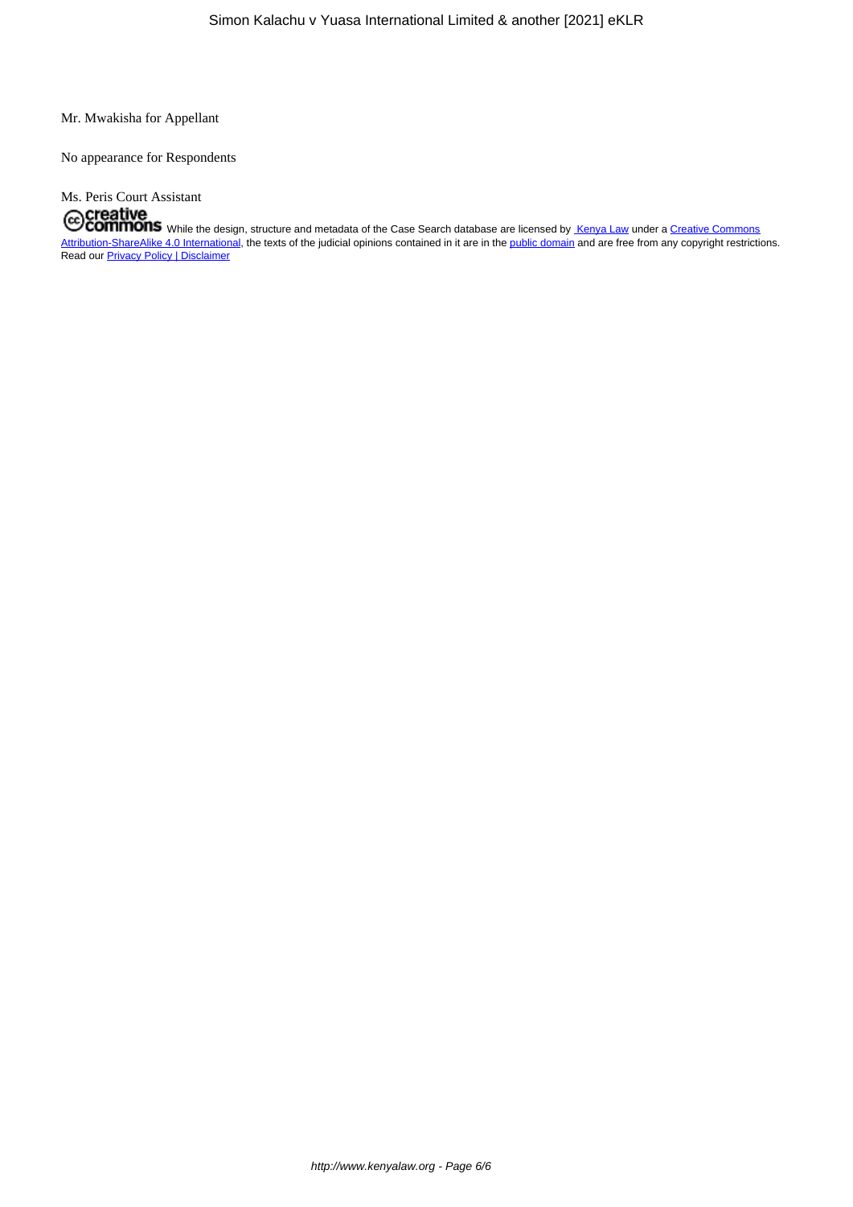Mr. Mwakisha for Appellant

No appearance for Respondents

Ms. Peris Court Assistant

While the design, structure and metadata of the Case Search database are licensed by Kenya Law under a Creative Commons Attribution-ShareAlike 4.0 International, the texts of the judicial opinions contained in it are in the public domain and are free from any copyright restrictions. Read our Privacy Policy | Disclaimer